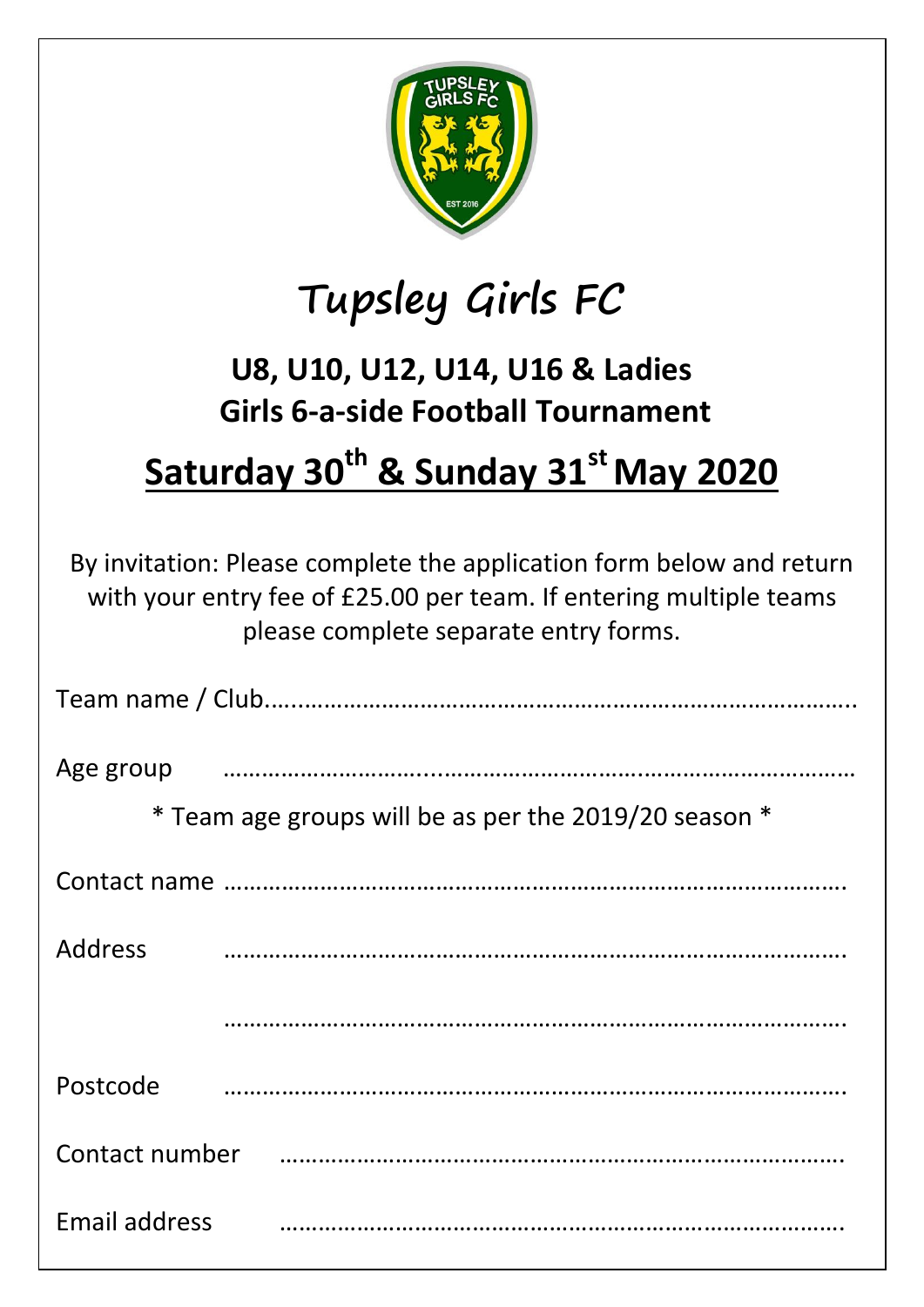# Tupsley Girls FC

## U8, U10, U12, U14, U16 & Ladies
## Girls 6-a-side Football Tournament

## Saturday 30th & Sunday 31st May 2020

By invitation: Please complete the application form below and return with your entry fee of £25.00 per team. If entering multiple teams please complete separate entry forms.

Team name / Club……………………………………………………………………………………

Age group ……………………………………………………………………………………………

* Team age groups will be as per the 2019/20 season *

Contact name ………………………………………………………………………………………

Address ………………………………………………………………………………………………

………………………………………………………………………………………………

Postcode ……………………………………………………………………………………………

Contact number ……………………………………………………………………………………

Email address ………………………………………………………………………………………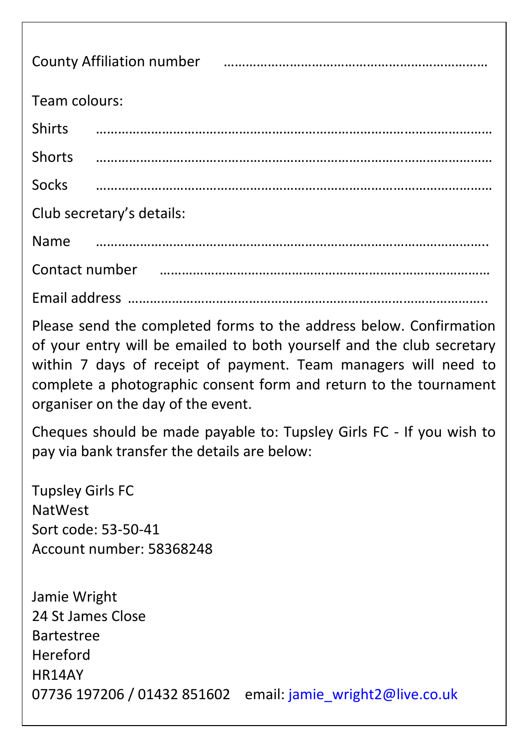County Affiliation number ………………………………………………………

Team colours:

Shirts ………………………………………………………………………………………

Shorts ………………………………………………………………………………………

Socks ………………………………………………………………………………………

Club secretary's details:

Name ……………………………………………………………………………………..

Contact number ……………………………………………………………………………

Email address ……………………………………………………………………………..

Please send the completed forms to the address below. Confirmation of your entry will be emailed to both yourself and the club secretary within 7 days of receipt of payment. Team managers will need to complete a photographic consent form and return to the tournament organiser on the day of the event.

Cheques should be made payable to: Tupsley Girls FC - If you wish to pay via bank transfer the details are below:

Tupsley Girls FC
NatWest
Sort code: 53-50-41
Account number: 58368248

Jamie Wright
24 St James Close
Bartestree
Hereford
HR14AY
07736 197206 / 01432 851602 email: jamie_wright2@live.co.uk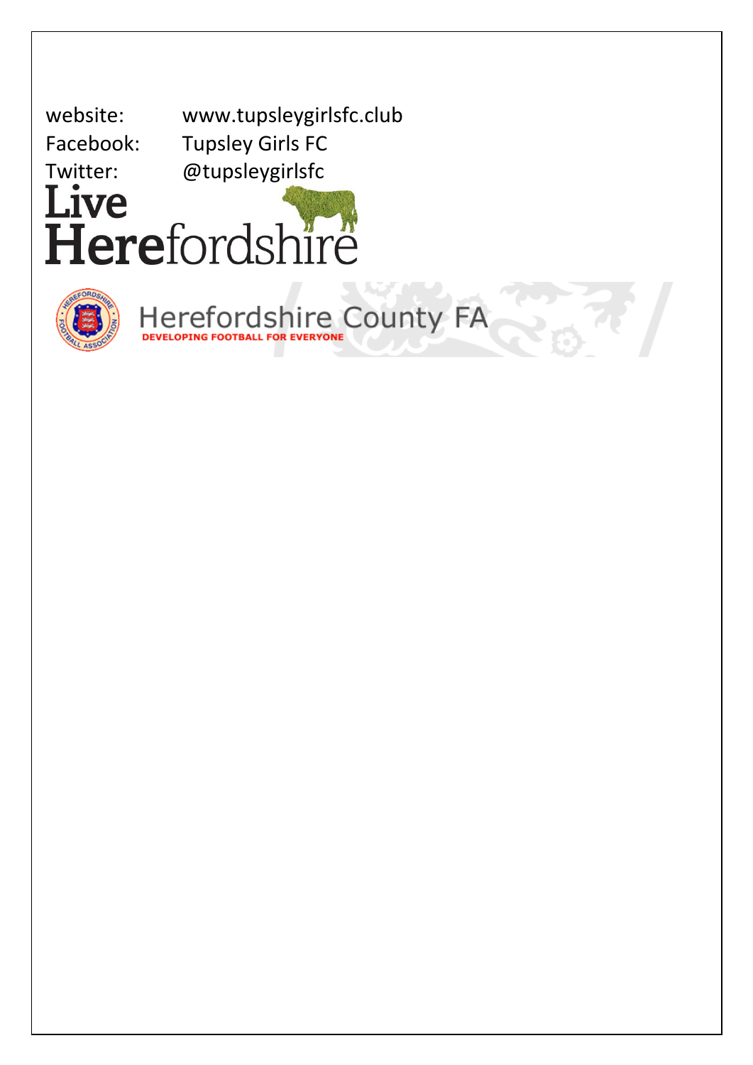website: www.tupsleygirlsfc.club

Facebook: Tupsley Girls FC

Twitter: @tupsleygirlsfc

Live Herefordshire

Herefordshire County FA

DEVELOPING FOOTBALL FOR EVERYONE